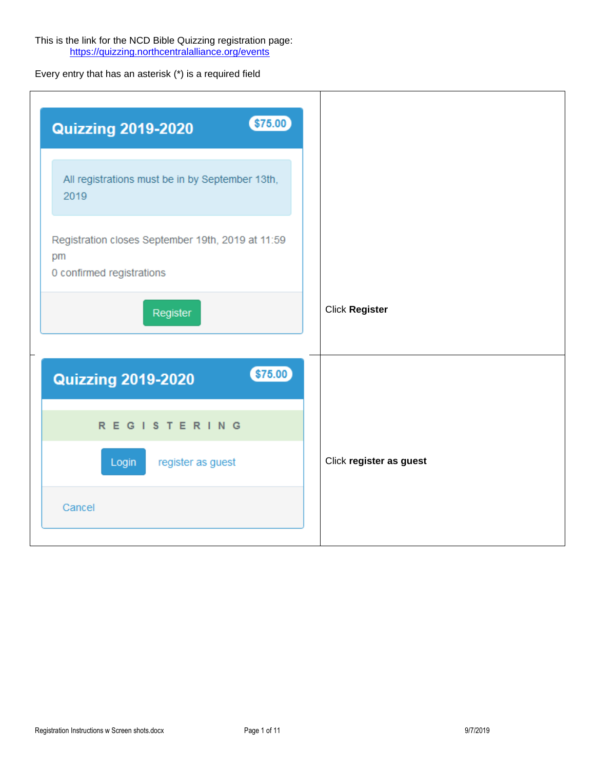This is the link for the NCD Bible Quizzing registration page:
[https://quizzing.northcentralalliance.org/events](https://quizzing.northcentralalliance.org/events)

Every entry that has an asterisk (*) is a required field

| | |
|---|---|
| **Quizzing 2019-2020** $75.00<br><br>All registrations must be in by September 13th, 2019<br><br>Registration closes September 19th, 2019 at 11:59 pm<br>0 confirmed registrations<br><br>Register | Click **Register** |
| **Quizzing 2019-2020** $75.00<br><br>REGISTERING<br><br>Login register as guest<br><br>Cancel | Click **register as guest** |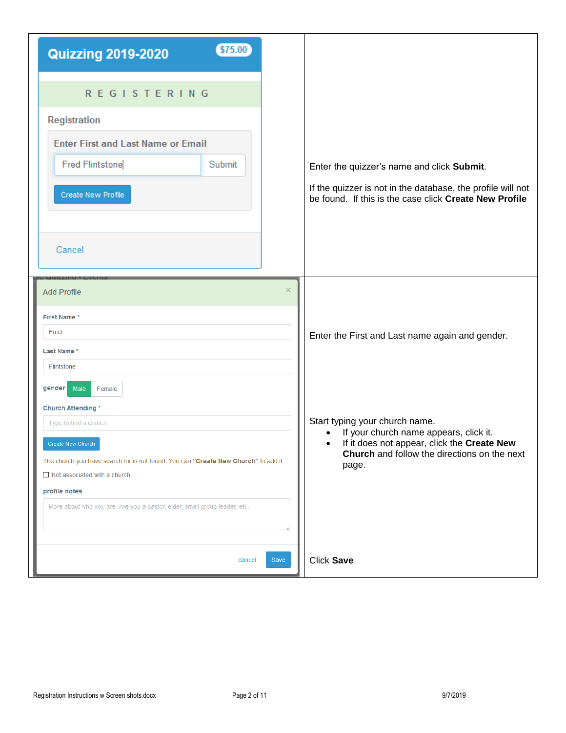| | |
|---|---|
| **Quizzing 2019-2020** $75.00<br><br>R E G I S T E R I N G<br><br>Registration<br><br>Enter First and Last Name or Email<br><br>Fred Flintstone \| Submit<br><br>Create New Profile<br><br>Cancel | Enter the quizzer's name and click **Submit**.<br><br>If the quizzer is not in the database, the profile will not be found. If this is the case click **Create New Profile** |
| Add Profile<br><br>First Name *<br>Fred<br><br>Last Name *<br>Flintstone<br><br>gender Male Female<br><br>Church Attending *<br>Type to find a church . . .<br><br>Create New Church<br><br>The church you have search for is not found. You can **"Create New Church"** to add it<br><br>☐ Not associated with a church.<br><br>profile notes<br>More about who you are. Are you a pastor, elder, small group leader, etc.<br><br>cancel Save | Enter the First and Last name again and gender.<br><br>Start typing your church name.<br>• If your church name appears, click it.<br>• If it does not appear, click the **Create New Church** and follow the directions on the next page.<br><br>Click **Save** |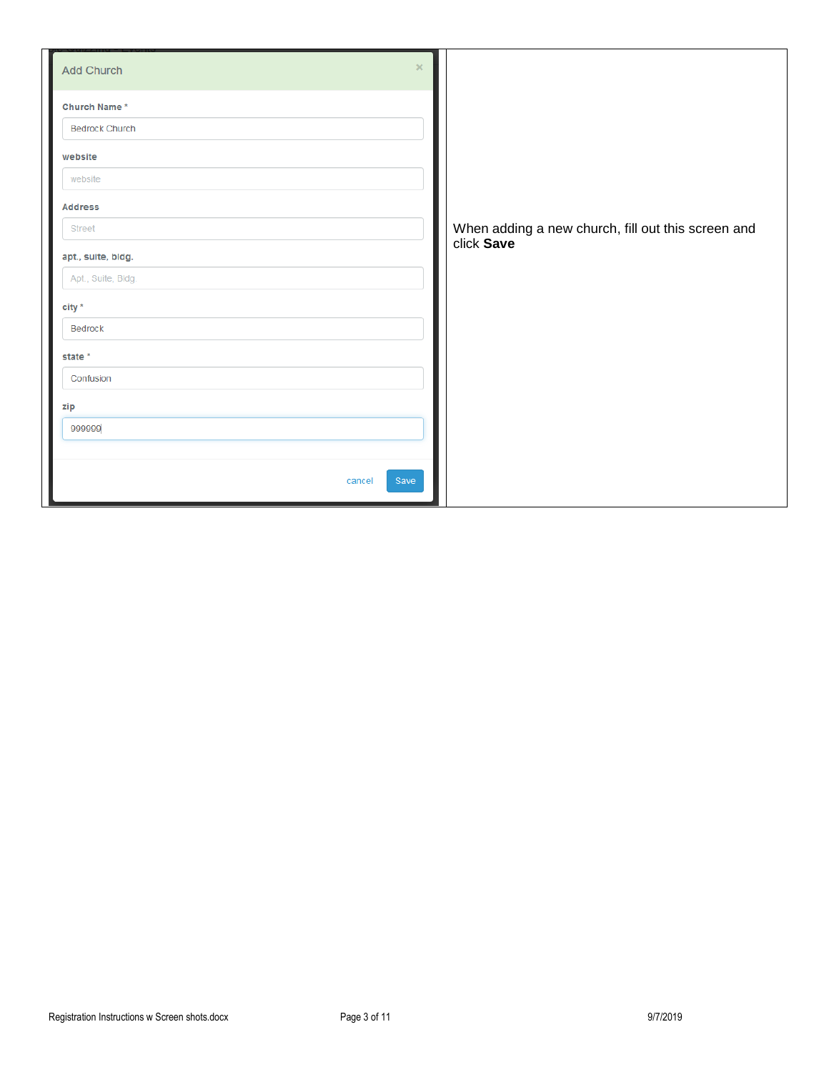| | |
|---|---|
| **Add Church** ×<br><br>Church Name *<br>Bedrock Church<br><br>website<br>website<br><br>Address<br>Street<br><br>apt., suite, bldg.<br>Apt., Suite, Bldg<br><br>city *<br>Bedrock<br><br>state *<br>Confusion<br><br>zip<br>999999<br><br>cancel Save | When adding a new church, fill out this screen and click **Save** |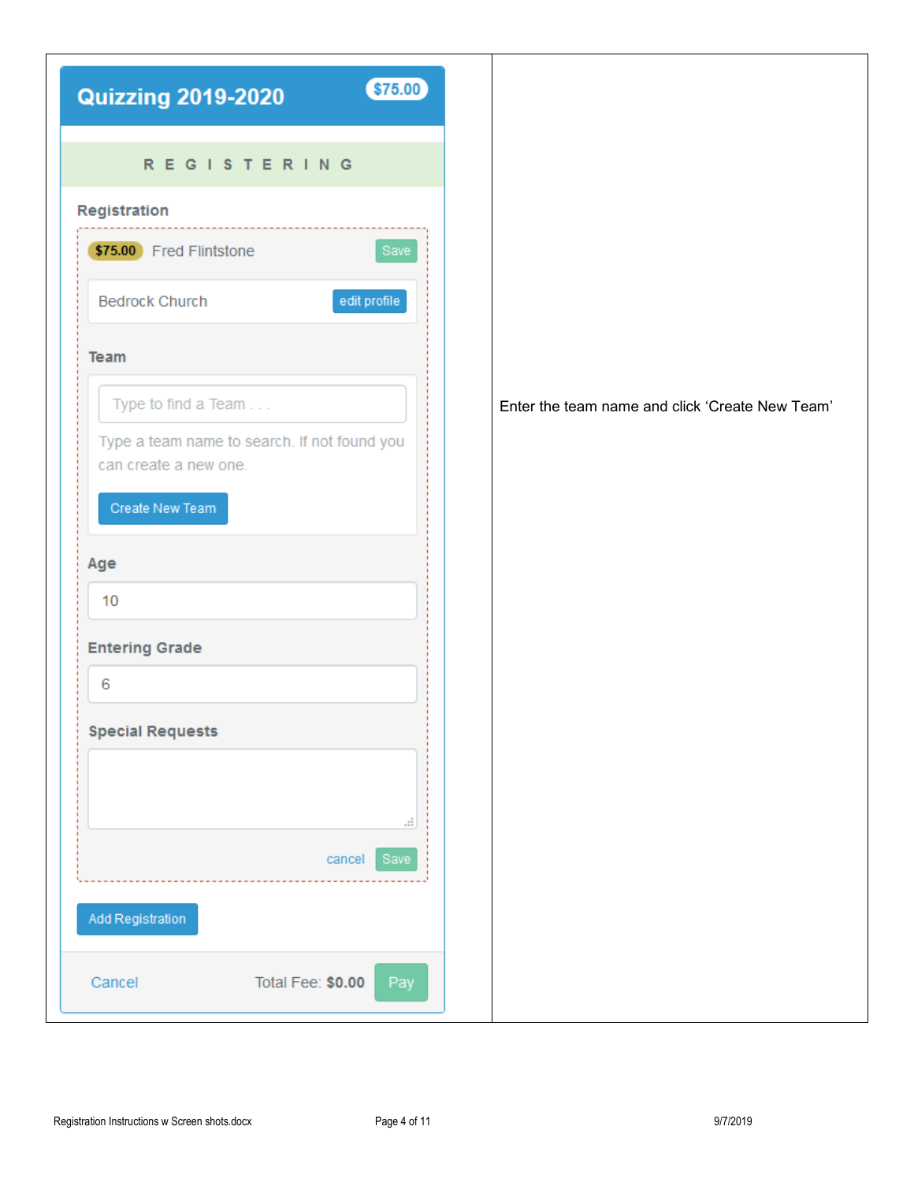| | |
|---|---|
| **Quizzing 2019-2020** $75.00<br><br>REGISTERING<br><br>**Registration**<br><br>$75.00 Fred Flintstone Save<br><br>Bedrock Church edit profile<br><br>**Team**<br><br>Type to find a Team . . .<br><br>Type a team name to search. If not found you can create a new one.<br><br>Create New Team<br><br>**Age**<br><br>10<br><br>**Entering Grade**<br><br>6<br><br>**Special Requests**<br><br>cancel Save<br><br>Add Registration<br><br>Cancel Total Fee: **$0.00** Pay | Enter the team name and click 'Create New Team' |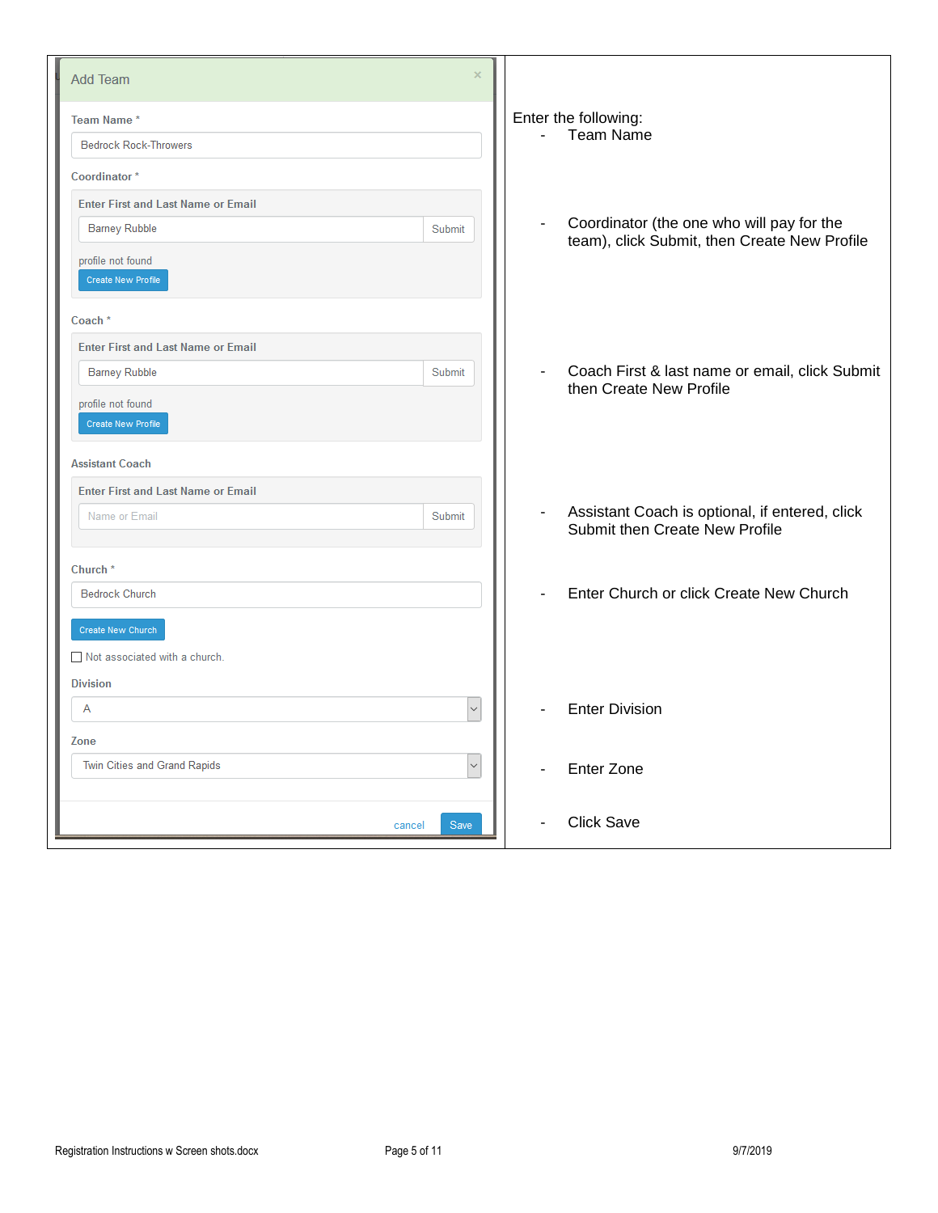| Add Team | Enter the following: |
|---|---|
| Team Name * — Bedrock Rock-Throwers | - Team Name |
| Coordinator * — Enter First and Last Name or Email: Barney Rubble [Submit] — profile not found [Create New Profile] | - Coordinator (the one who will pay for the team), click Submit, then Create New Profile |
| Coach * — Enter First and Last Name or Email: Barney Rubble [Submit] — profile not found [Create New Profile] | - Coach First & last name or email, click Submit then Create New Profile |
| Assistant Coach — Enter First and Last Name or Email: Name or Email [Submit] | - Assistant Coach is optional, if entered, click Submit then Create New Profile |
| Church * — Bedrock Church [Create New Church] ☐ Not associated with a church. | - Enter Church or click Create New Church |
| Division — A | - Enter Division |
| Zone — Twin Cities and Grand Rapids | - Enter Zone |
| cancel [Save] | - Click Save |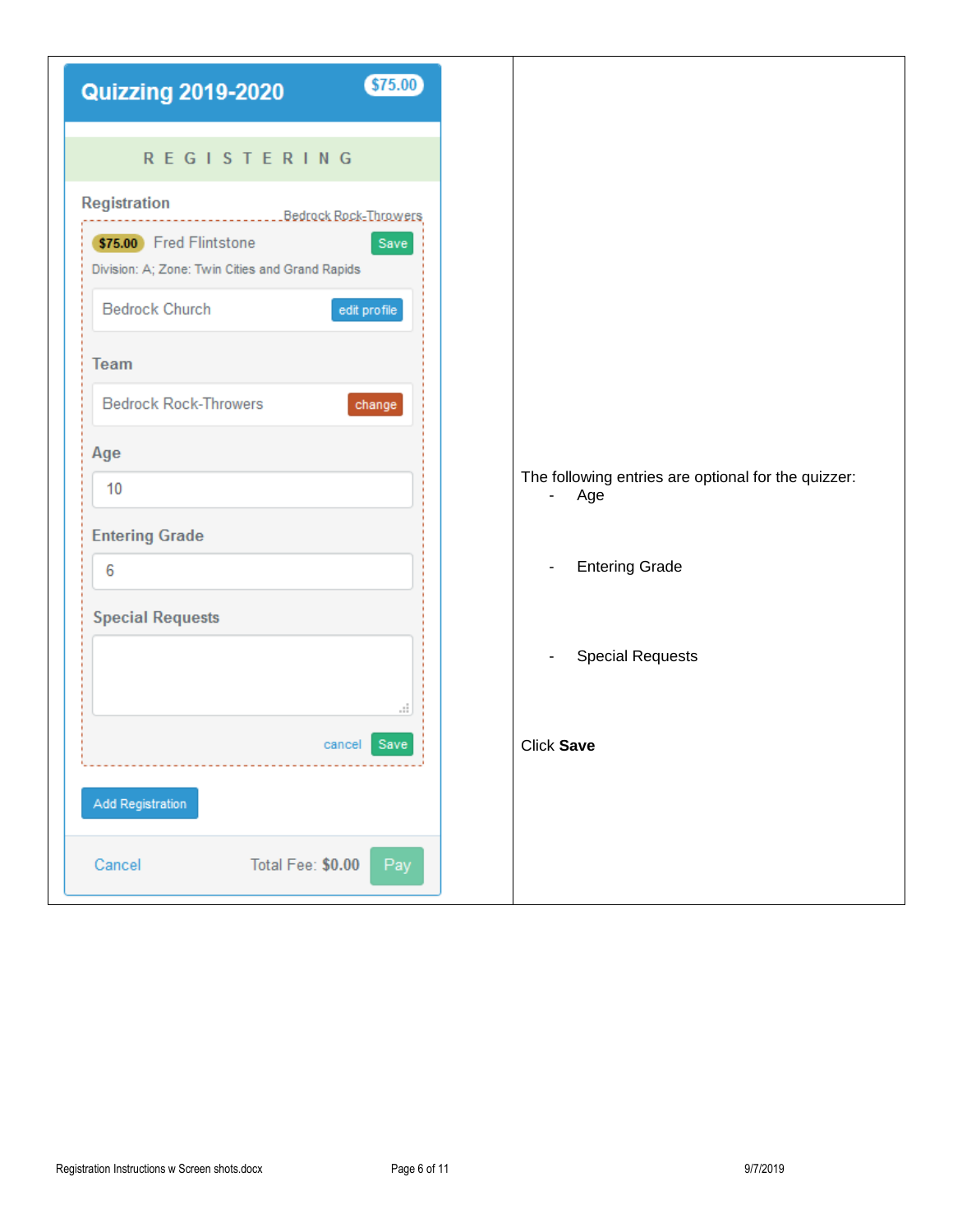| | |
|---|---|
| **Quizzing 2019-2020** $75.00<br><br>R E G I S T E R I N G<br><br>Registration — Bedrock Rock-Throwers<br><br>$75.00 Fred Flintstone — Save<br>Division: A; Zone: Twin Cities and Grand Rapids<br><br>Bedrock Church — edit profile<br><br>Team<br>Bedrock Rock-Throwers — change<br><br>Age<br>10<br><br>Entering Grade<br>6<br><br>Special Requests<br><br>cancel Save<br><br>Add Registration<br><br>Cancel — Total Fee: $0.00 — Pay | The following entries are optional for the quizzer:<br>- Age<br><br>- Entering Grade<br><br>- Special Requests<br><br>Click **Save** |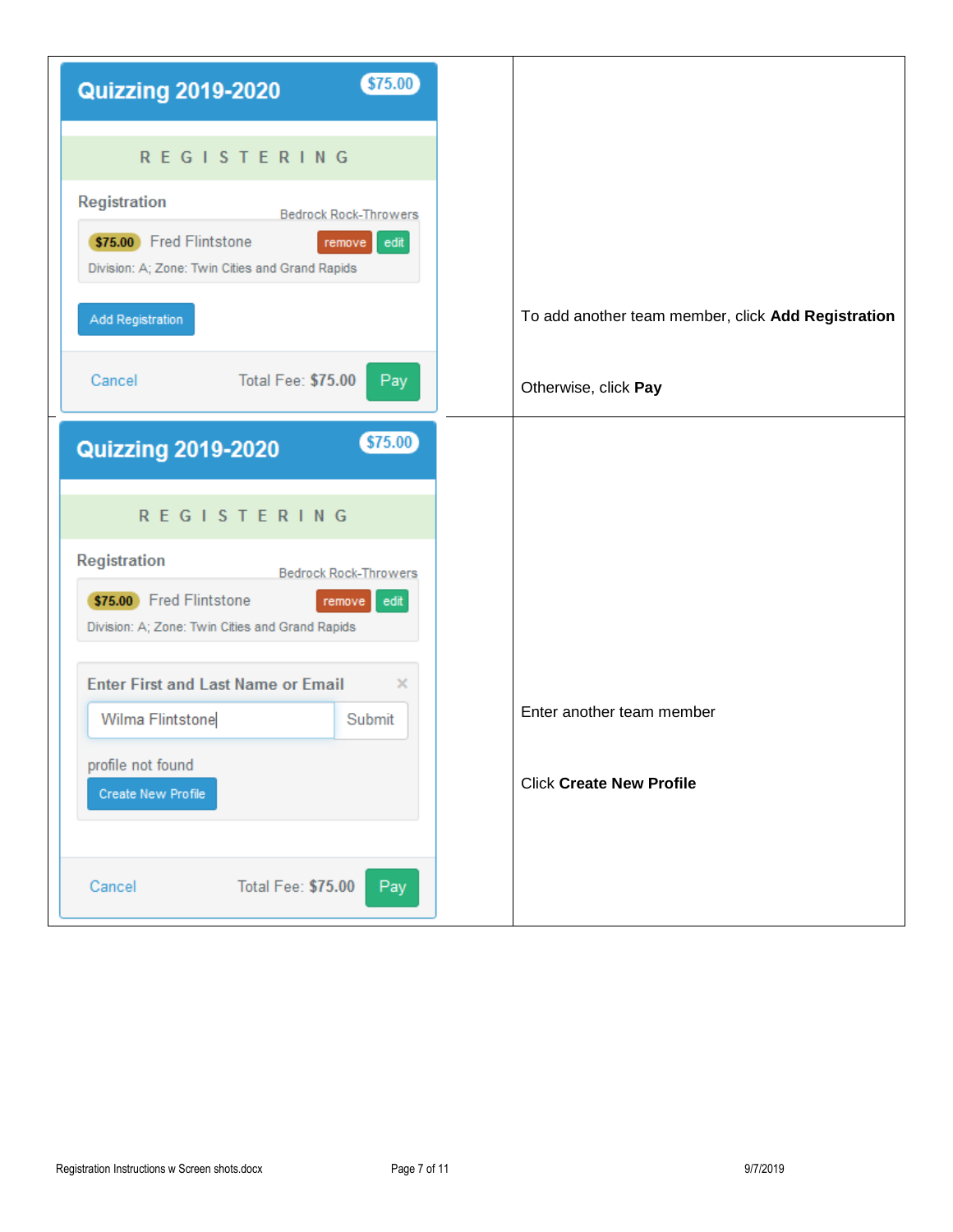| | |
|---|---|
| **Quizzing 2019-2020** $75.00<br><br>REGISTERING<br><br>Registration<br>Bedrock Rock-Throwers<br>$75.00 Fred Flintstone remove edit<br>Division: A; Zone: Twin Cities and Grand Rapids<br><br>Add Registration<br><br>Cancel Total Fee: $75.00 Pay | To add another team member, click **Add Registration**<br><br>Otherwise, click **Pay** |
| **Quizzing 2019-2020** $75.00<br><br>REGISTERING<br><br>Registration<br>Bedrock Rock-Throwers<br>$75.00 Fred Flintstone remove edit<br>Division: A; Zone: Twin Cities and Grand Rapids<br><br>Enter First and Last Name or Email<br>Wilma Flintstone Submit<br>profile not found<br>Create New Profile<br><br>Cancel Total Fee: $75.00 Pay | Enter another team member<br><br>Click **Create New Profile** |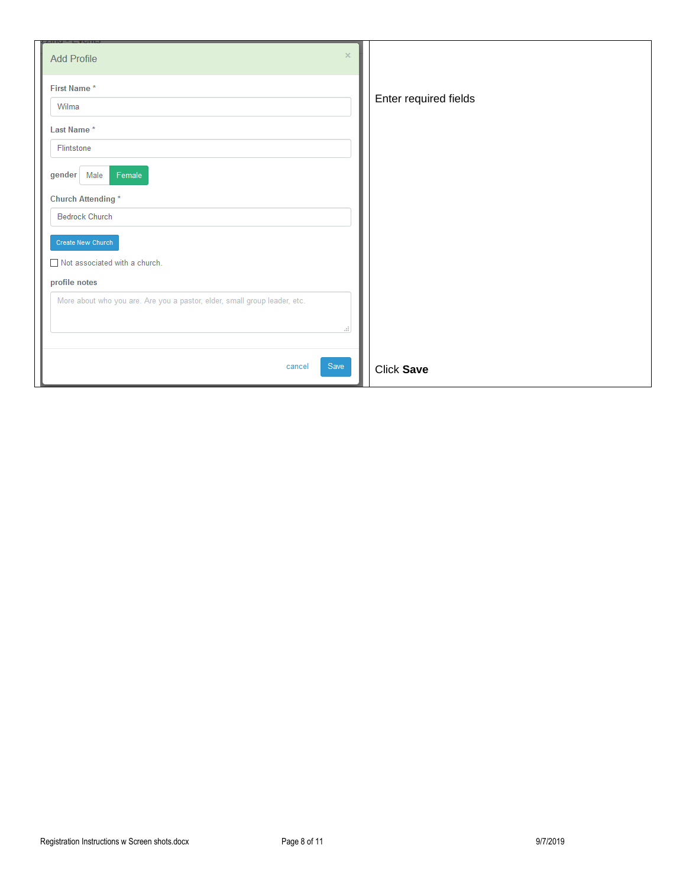| Add Profile | |
|---|---|
| **First Name** * <br> Wilma <br> **Last Name** * <br> Flintstone <br> **gender** Male Female <br> **Church Attending** * <br> Bedrock Church <br> Create New Church <br> ☐ Not associated with a church. <br> **profile notes** <br> More about who you are. Are you a pastor, elder, small group leader, etc. <br> cancel Save | Enter required fields <br><br><br><br><br><br><br><br><br><br><br> Click **Save** |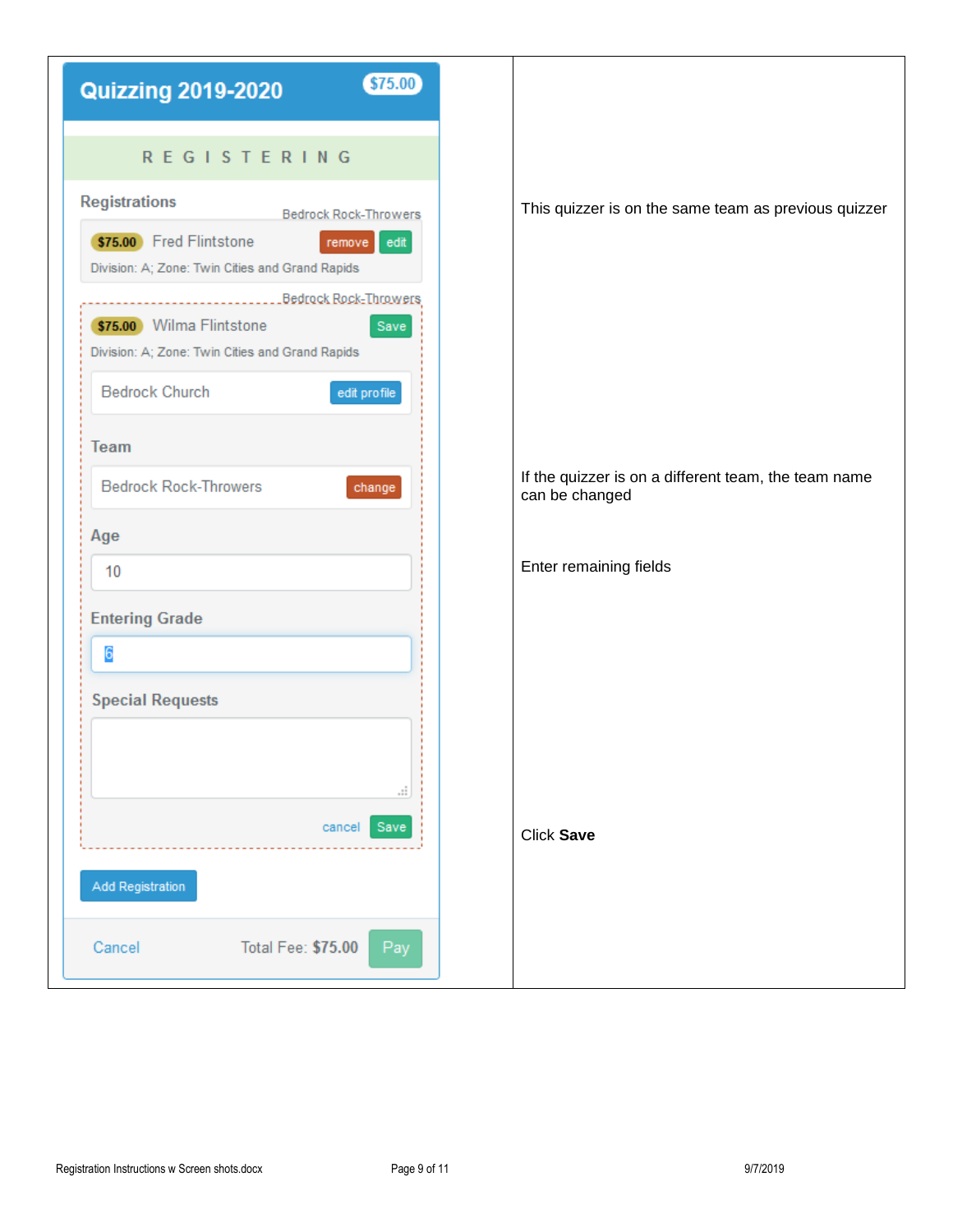| | |
|---|---|
| **Quizzing 2019-2020** $75.00<br><br>R E G I S T E R I N G<br><br>Registrations<br>Bedrock Rock-Throwers<br>$75.00 Fred Flintstone remove edit<br>Division: A; Zone: Twin Cities and Grand Rapids<br><br>Bedrock Rock-Throwers<br>$75.00 Wilma Flintstone Save<br>Division: A; Zone: Twin Cities and Grand Rapids<br>Bedrock Church edit profile<br><br>Team<br>Bedrock Rock-Throwers change<br><br>Age<br>10<br><br>Entering Grade<br>6<br><br>Special Requests<br><br>cancel Save<br><br>Add Registration<br><br>Cancel Total Fee: $75.00 Pay | This quizzer is on the same team as previous quizzer<br><br>If the quizzer is on a different team, the team name can be changed<br><br>Enter remaining fields<br><br>Click **Save** |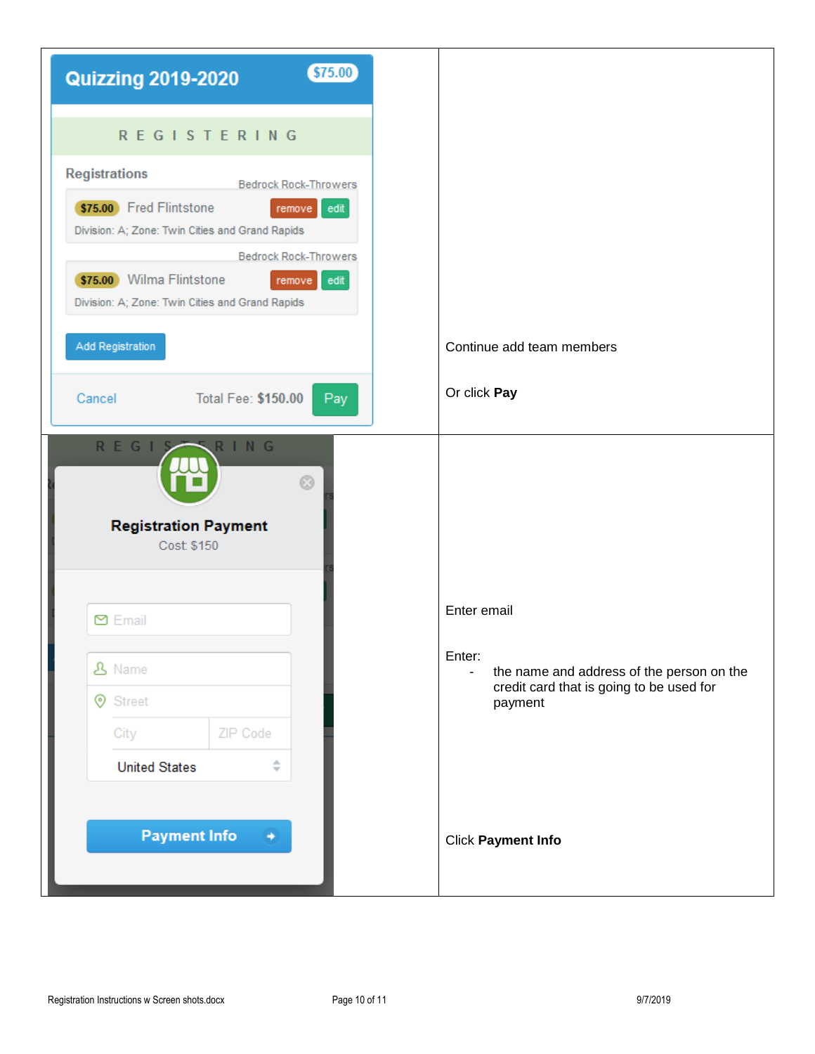| | |
|---|---|
| **Quizzing 2019-2020** $75.00<br>REGISTERING<br>Registrations<br>Bedrock Rock-Throwers<br>$75.00 Fred Flintstone remove edit<br>Division: A; Zone: Twin Cities and Grand Rapids<br>Bedrock Rock-Throwers<br>$75.00 Wilma Flintstone remove edit<br>Division: A; Zone: Twin Cities and Grand Rapids<br>Add Registration<br>Cancel Total Fee: **$150.00** Pay | Continue add team members<br><br>Or click **Pay** |
| **Registration Payment**<br>Cost: $150<br>Email<br>Name<br>Street<br>City ZIP Code<br>United States<br>**Payment Info** | Enter email<br><br>Enter:<br>- the name and address of the person on the credit card that is going to be used for payment<br><br>Click **Payment Info** |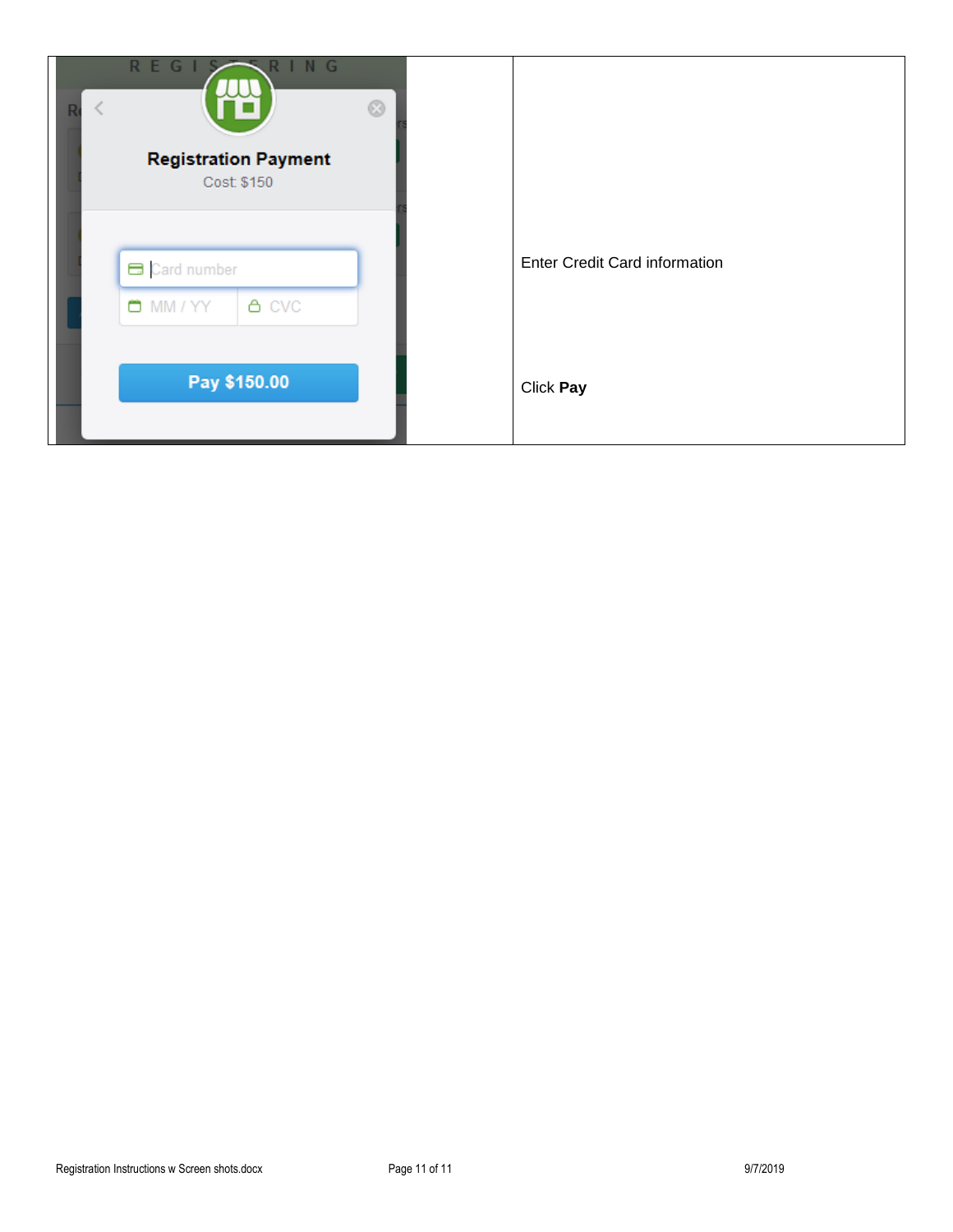| | |
|---|---|
| Registration Payment<br>Cost: $150<br>Card number<br>MM / YY<br>CVC<br>Pay $150.00 | Enter Credit Card information<br><br>Click **Pay** |